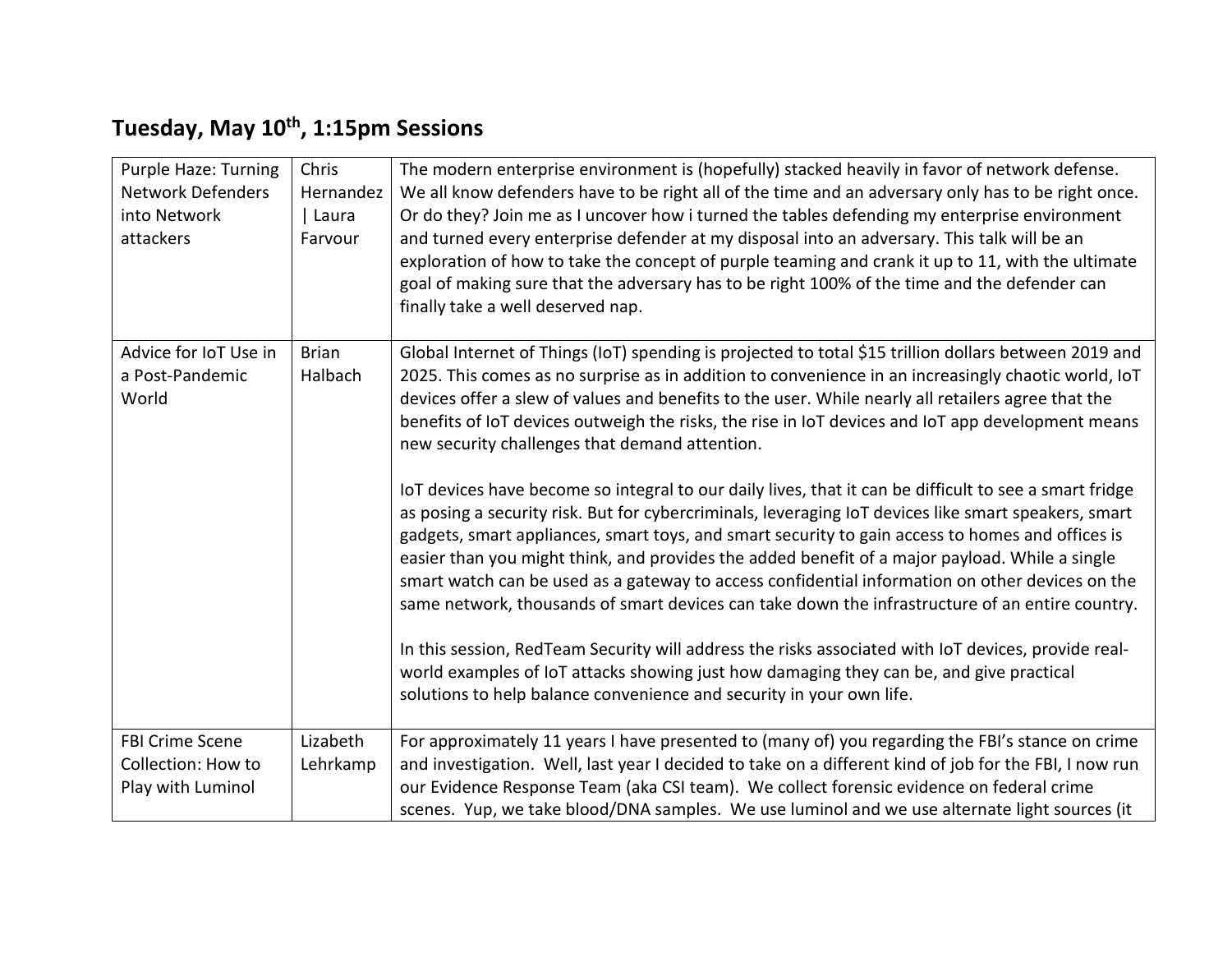## Tuesday, May 10th, 1:15pm Sessions

| | | |
|---|---|---|
| Purple Haze: Turning Network Defenders into Network attackers | Chris Hernandez \| Laura Farvour | The modern enterprise environment is (hopefully) stacked heavily in favor of network defense. We all know defenders have to be right all of the time and an adversary only has to be right once. Or do they? Join me as I uncover how i turned the tables defending my enterprise environment and turned every enterprise defender at my disposal into an adversary. This talk will be an exploration of how to take the concept of purple teaming and crank it up to 11, with the ultimate goal of making sure that the adversary has to be right 100% of the time and the defender can finally take a well deserved nap. |
| Advice for IoT Use in a Post-Pandemic World | Brian Halbach | Global Internet of Things (IoT) spending is projected to total $15 trillion dollars between 2019 and 2025. This comes as no surprise as in addition to convenience in an increasingly chaotic world, IoT devices offer a slew of values and benefits to the user. While nearly all retailers agree that the benefits of IoT devices outweigh the risks, the rise in IoT devices and IoT app development means new security challenges that demand attention.<br><br>IoT devices have become so integral to our daily lives, that it can be difficult to see a smart fridge as posing a security risk. But for cybercriminals, leveraging IoT devices like smart speakers, smart gadgets, smart appliances, smart toys, and smart security to gain access to homes and offices is easier than you might think, and provides the added benefit of a major payload. While a single smart watch can be used as a gateway to access confidential information on other devices on the same network, thousands of smart devices can take down the infrastructure of an entire country.<br><br>In this session, RedTeam Security will address the risks associated with IoT devices, provide real-world examples of IoT attacks showing just how damaging they can be, and give practical solutions to help balance convenience and security in your own life. |
| FBI Crime Scene Collection: How to Play with Luminol | Lizabeth Lehrkamp | For approximately 11 years I have presented to (many of) you regarding the FBI's stance on crime and investigation. Well, last year I decided to take on a different kind of job for the FBI, I now run our Evidence Response Team (aka CSI team). We collect forensic evidence on federal crime scenes. Yup, we take blood/DNA samples. We use luminol and we use alternate light sources (it |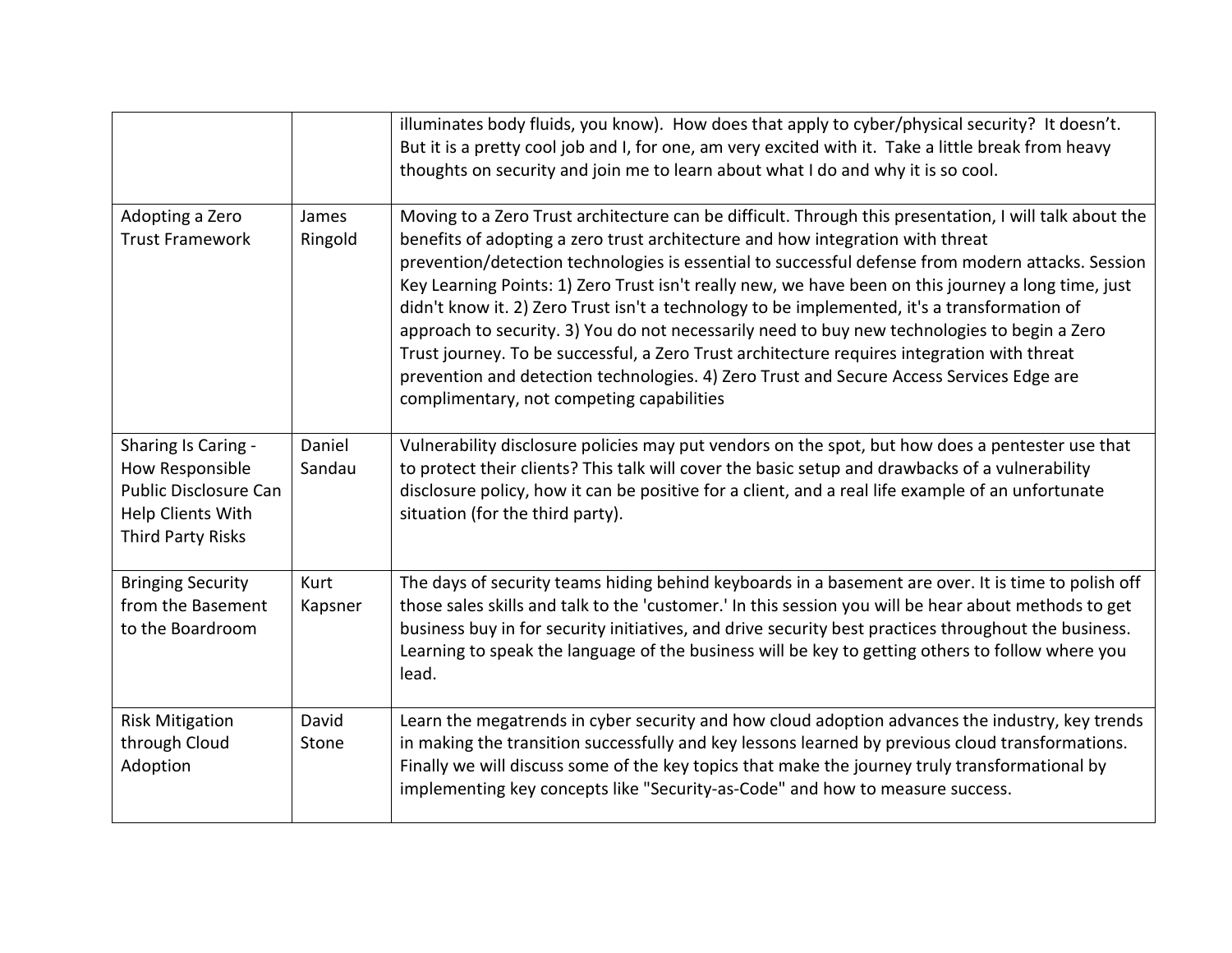| | | |
|---|---|---|
| | | illuminates body fluids, you know). How does that apply to cyber/physical security? It doesn't. But it is a pretty cool job and I, for one, am very excited with it. Take a little break from heavy thoughts on security and join me to learn about what I do and why it is so cool. |
| Adopting a Zero Trust Framework | James Ringold | Moving to a Zero Trust architecture can be difficult. Through this presentation, I will talk about the benefits of adopting a zero trust architecture and how integration with threat prevention/detection technologies is essential to successful defense from modern attacks. Session Key Learning Points: 1) Zero Trust isn't really new, we have been on this journey a long time, just didn't know it. 2) Zero Trust isn't a technology to be implemented, it's a transformation of approach to security. 3) You do not necessarily need to buy new technologies to begin a Zero Trust journey. To be successful, a Zero Trust architecture requires integration with threat prevention and detection technologies. 4) Zero Trust and Secure Access Services Edge are complimentary, not competing capabilities |
| Sharing Is Caring - How Responsible Public Disclosure Can Help Clients With Third Party Risks | Daniel Sandau | Vulnerability disclosure policies may put vendors on the spot, but how does a pentester use that to protect their clients? This talk will cover the basic setup and drawbacks of a vulnerability disclosure policy, how it can be positive for a client, and a real life example of an unfortunate situation (for the third party). |
| Bringing Security from the Basement to the Boardroom | Kurt Kapsner | The days of security teams hiding behind keyboards in a basement are over. It is time to polish off those sales skills and talk to the 'customer.' In this session you will be hear about methods to get business buy in for security initiatives, and drive security best practices throughout the business. Learning to speak the language of the business will be key to getting others to follow where you lead. |
| Risk Mitigation through Cloud Adoption | David Stone | Learn the megatrends in cyber security and how cloud adoption advances the industry, key trends in making the transition successfully and key lessons learned by previous cloud transformations. Finally we will discuss some of the key topics that make the journey truly transformational by implementing key concepts like "Security-as-Code" and how to measure success. |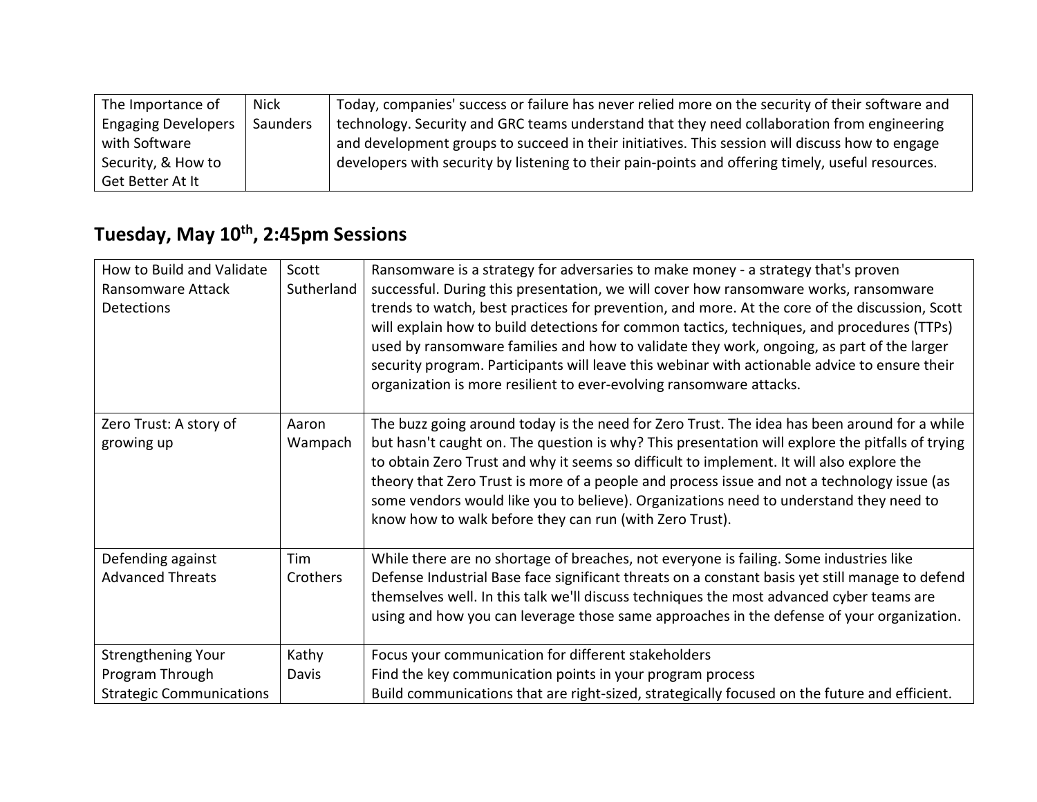| The Importance of Engaging Developers with Software Security, & How to Get Better At It | Nick Saunders | Today, companies' success or failure has never relied more on the security of their software and technology. Security and GRC teams understand that they need collaboration from engineering and development groups to succeed in their initiatives. This session will discuss how to engage developers with security by listening to their pain-points and offering timely, useful resources. |
|---|---|---|

## Tuesday, May 10th, 2:45pm Sessions

| How to Build and Validate Ransomware Attack Detections | Scott Sutherland | Ransomware is a strategy for adversaries to make money - a strategy that's proven successful. During this presentation, we will cover how ransomware works, ransomware trends to watch, best practices for prevention, and more. At the core of the discussion, Scott will explain how to build detections for common tactics, techniques, and procedures (TTPs) used by ransomware families and how to validate they work, ongoing, as part of the larger security program. Participants will leave this webinar with actionable advice to ensure their organization is more resilient to ever-evolving ransomware attacks. |
|---|---|---|
| Zero Trust: A story of growing up | Aaron Wampach | The buzz going around today is the need for Zero Trust. The idea has been around for a while but hasn't caught on. The question is why? This presentation will explore the pitfalls of trying to obtain Zero Trust and why it seems so difficult to implement. It will also explore the theory that Zero Trust is more of a people and process issue and not a technology issue (as some vendors would like you to believe). Organizations need to understand they need to know how to walk before they can run (with Zero Trust). |
| Defending against Advanced Threats | Tim Crothers | While there are no shortage of breaches, not everyone is failing. Some industries like Defense Industrial Base face significant threats on a constant basis yet still manage to defend themselves well. In this talk we'll discuss techniques the most advanced cyber teams are using and how you can leverage those same approaches in the defense of your organization. |
| Strengthening Your Program Through Strategic Communications | Kathy Davis | Focus your communication for different stakeholders<br>Find the key communication points in your program process<br>Build communications that are right-sized, strategically focused on the future and efficient. |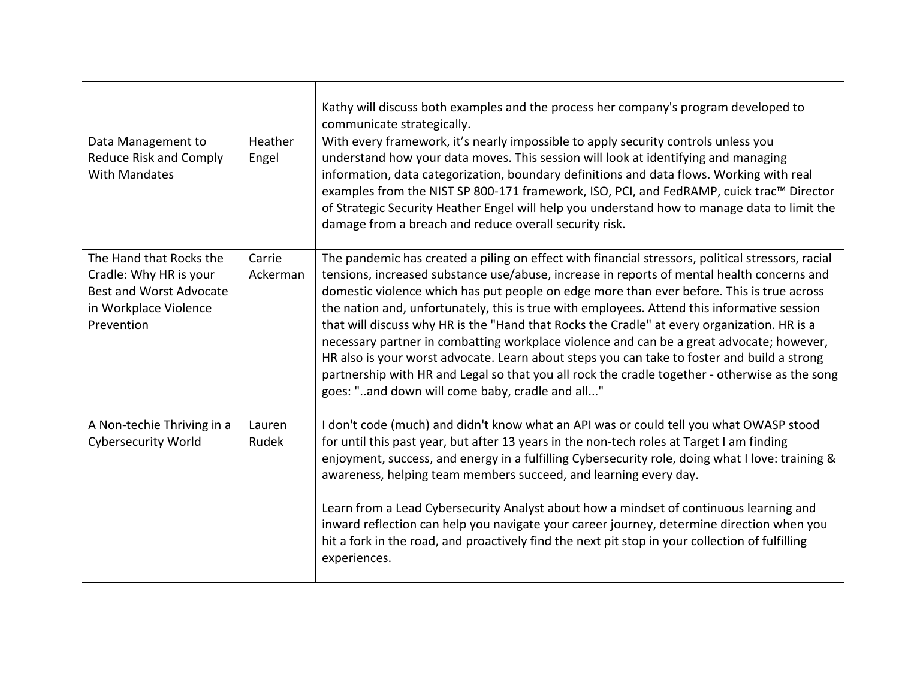| | | |
|---|---|---|
| | | Kathy will discuss both examples and the process her company's program developed to communicate strategically. |
| Data Management to Reduce Risk and Comply With Mandates | Heather Engel | With every framework, it's nearly impossible to apply security controls unless you understand how your data moves. This session will look at identifying and managing information, data categorization, boundary definitions and data flows. Working with real examples from the NIST SP 800-171 framework, ISO, PCI, and FedRAMP, cuick trac™ Director of Strategic Security Heather Engel will help you understand how to manage data to limit the damage from a breach and reduce overall security risk. |
| The Hand that Rocks the Cradle: Why HR is your Best and Worst Advocate in Workplace Violence Prevention | Carrie Ackerman | The pandemic has created a piling on effect with financial stressors, political stressors, racial tensions, increased substance use/abuse, increase in reports of mental health concerns and domestic violence which has put people on edge more than ever before. This is true across the nation and, unfortunately, this is true with employees. Attend this informative session that will discuss why HR is the "Hand that Rocks the Cradle" at every organization. HR is a necessary partner in combatting workplace violence and can be a great advocate; however, HR also is your worst advocate. Learn about steps you can take to foster and build a strong partnership with HR and Legal so that you all rock the cradle together - otherwise as the song goes: "..and down will come baby, cradle and all..." |
| A Non-techie Thriving in a Cybersecurity World | Lauren Rudek | I don't code (much) and didn't know what an API was or could tell you what OWASP stood for until this past year, but after 13 years in the non-tech roles at Target I am finding enjoyment, success, and energy in a fulfilling Cybersecurity role, doing what I love: training & awareness, helping team members succeed, and learning every day.<br><br>Learn from a Lead Cybersecurity Analyst about how a mindset of continuous learning and inward reflection can help you navigate your career journey, determine direction when you hit a fork in the road, and proactively find the next pit stop in your collection of fulfilling experiences. |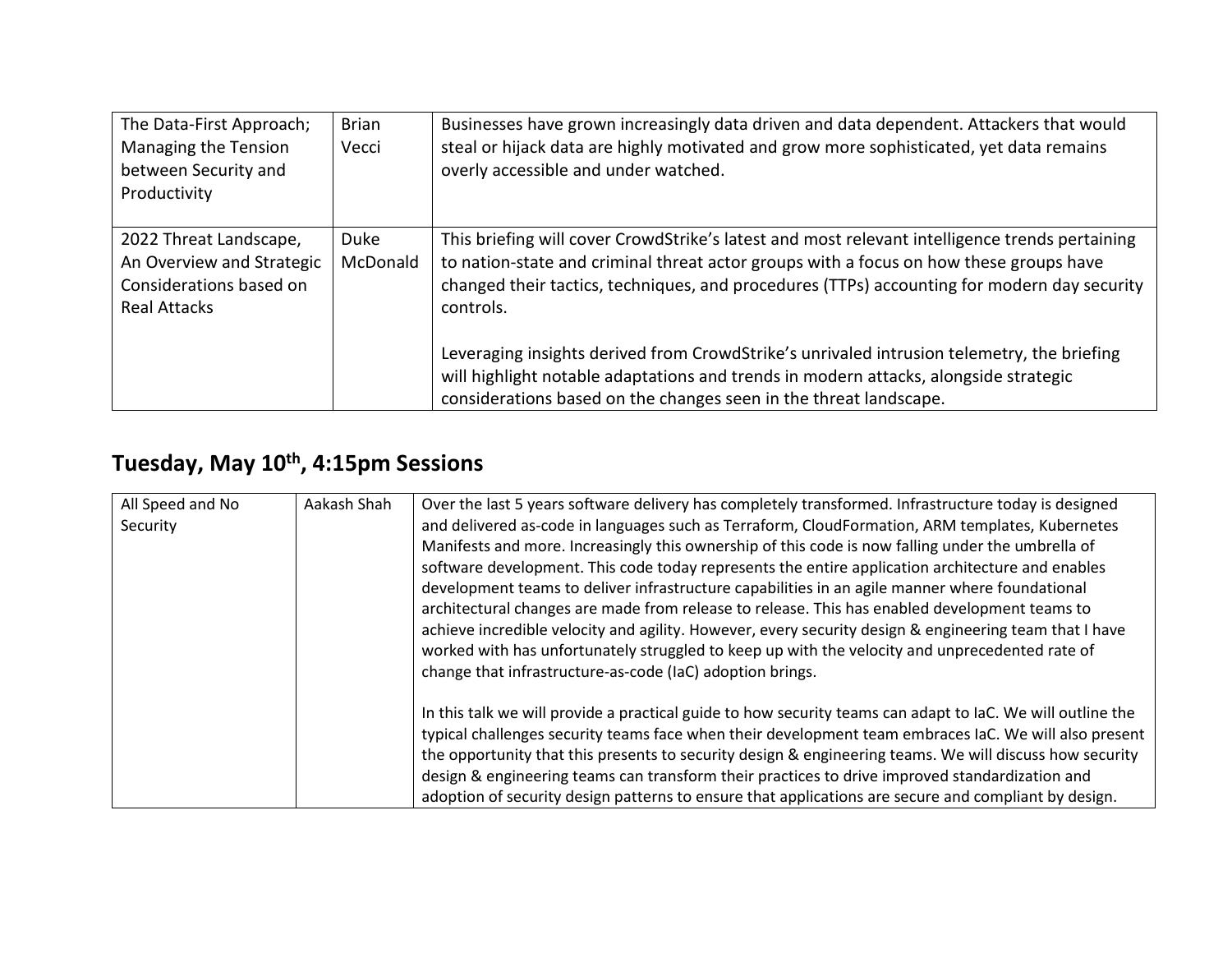| | | |
|---|---|---|
| The Data-First Approach; Managing the Tension between Security and Productivity | Brian Vecci | Businesses have grown increasingly data driven and data dependent. Attackers that would steal or hijack data are highly motivated and grow more sophisticated, yet data remains overly accessible and under watched. |
| 2022 Threat Landscape, An Overview and Strategic Considerations based on Real Attacks | Duke McDonald | This briefing will cover CrowdStrike's latest and most relevant intelligence trends pertaining to nation-state and criminal threat actor groups with a focus on how these groups have changed their tactics, techniques, and procedures (TTPs) accounting for modern day security controls.<br><br>Leveraging insights derived from CrowdStrike's unrivaled intrusion telemetry, the briefing will highlight notable adaptations and trends in modern attacks, alongside strategic considerations based on the changes seen in the threat landscape. |

## Tuesday, May 10th, 4:15pm Sessions

| | | |
|---|---|---|
| All Speed and No Security | Aakash Shah | Over the last 5 years software delivery has completely transformed. Infrastructure today is designed and delivered as-code in languages such as Terraform, CloudFormation, ARM templates, Kubernetes Manifests and more. Increasingly this ownership of this code is now falling under the umbrella of software development. This code today represents the entire application architecture and enables development teams to deliver infrastructure capabilities in an agile manner where foundational architectural changes are made from release to release. This has enabled development teams to achieve incredible velocity and agility. However, every security design & engineering team that I have worked with has unfortunately struggled to keep up with the velocity and unprecedented rate of change that infrastructure-as-code (IaC) adoption brings.<br><br>In this talk we will provide a practical guide to how security teams can adapt to IaC. We will outline the typical challenges security teams face when their development team embraces IaC. We will also present the opportunity that this presents to security design & engineering teams. We will discuss how security design & engineering teams can transform their practices to drive improved standardization and adoption of security design patterns to ensure that applications are secure and compliant by design. |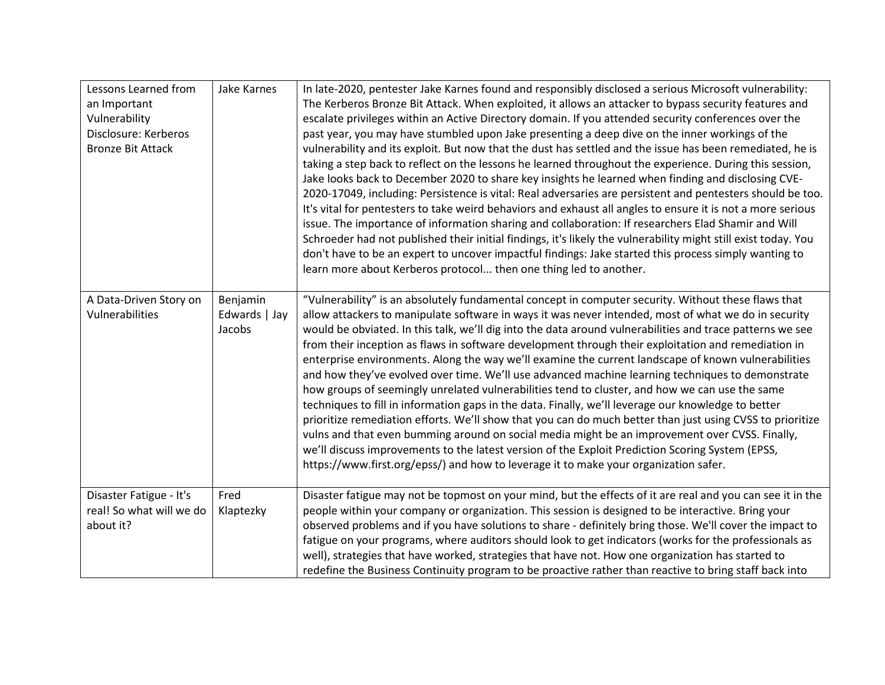| | | |
|---|---|---|
| Lessons Learned from an Important Vulnerability Disclosure: Kerberos Bronze Bit Attack | Jake Karnes | In late-2020, pentester Jake Karnes found and responsibly disclosed a serious Microsoft vulnerability: The Kerberos Bronze Bit Attack. When exploited, it allows an attacker to bypass security features and escalate privileges within an Active Directory domain. If you attended security conferences over the past year, you may have stumbled upon Jake presenting a deep dive on the inner workings of the vulnerability and its exploit. But now that the dust has settled and the issue has been remediated, he is taking a step back to reflect on the lessons he learned throughout the experience. During this session, Jake looks back to December 2020 to share key insights he learned when finding and disclosing CVE-2020-17049, including: Persistence is vital: Real adversaries are persistent and pentesters should be too. It's vital for pentesters to take weird behaviors and exhaust all angles to ensure it is not a more serious issue. The importance of information sharing and collaboration: If researchers Elad Shamir and Will Schroeder had not published their initial findings, it's likely the vulnerability might still exist today. You don't have to be an expert to uncover impactful findings: Jake started this process simply wanting to learn more about Kerberos protocol... then one thing led to another. |
| A Data-Driven Story on Vulnerabilities | Benjamin Edwards \| Jay Jacobs | “Vulnerability” is an absolutely fundamental concept in computer security. Without these flaws that allow attackers to manipulate software in ways it was never intended, most of what we do in security would be obviated. In this talk, we’ll dig into the data around vulnerabilities and trace patterns we see from their inception as flaws in software development through their exploitation and remediation in enterprise environments. Along the way we’ll examine the current landscape of known vulnerabilities and how they’ve evolved over time. We’ll use advanced machine learning techniques to demonstrate how groups of seemingly unrelated vulnerabilities tend to cluster, and how we can use the same techniques to fill in information gaps in the data. Finally, we’ll leverage our knowledge to better prioritize remediation efforts. We’ll show that you can do much better than just using CVSS to prioritize vulns and that even bumming around on social media might be an improvement over CVSS. Finally, we’ll discuss improvements to the latest version of the Exploit Prediction Scoring System (EPSS, https://www.first.org/epss/) and how to leverage it to make your organization safer. |
| Disaster Fatigue - It's real! So what will we do about it? | Fred Klaptezky | Disaster fatigue may not be topmost on your mind, but the effects of it are real and you can see it in the people within your company or organization. This session is designed to be interactive. Bring your observed problems and if you have solutions to share - definitely bring those. We'll cover the impact to fatigue on your programs, where auditors should look to get indicators (works for the professionals as well), strategies that have worked, strategies that have not. How one organization has started to redefine the Business Continuity program to be proactive rather than reactive to bring staff back into |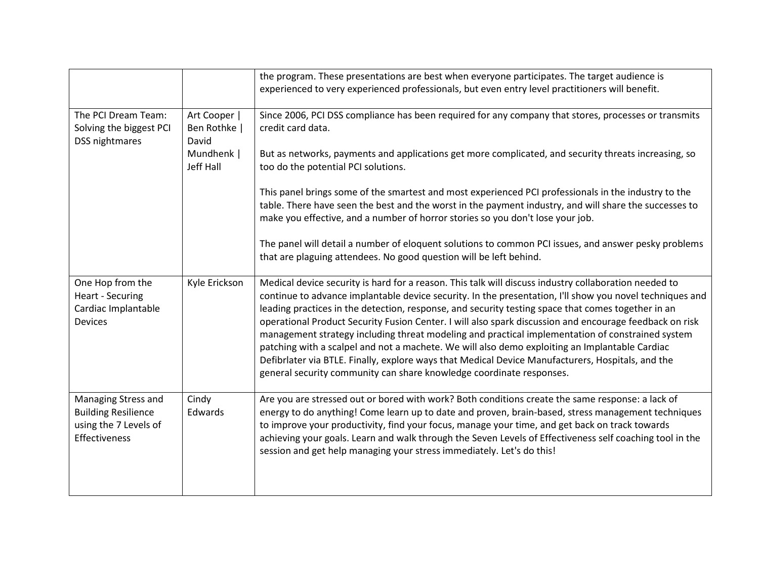| | | |
|---|---|---|
| | | the program. These presentations are best when everyone participates. The target audience is experienced to very experienced professionals, but even entry level practitioners will benefit. |
| The PCI Dream Team: Solving the biggest PCI DSS nightmares | Art Cooper \| Ben Rothke \| David Mundhenk \| Jeff Hall | Since 2006, PCI DSS compliance has been required for any company that stores, processes or transmits credit card data.<br><br>But as networks, payments and applications get more complicated, and security threats increasing, so too do the potential PCI solutions.<br><br>This panel brings some of the smartest and most experienced PCI professionals in the industry to the table. There have seen the best and the worst in the payment industry, and will share the successes to make you effective, and a number of horror stories so you don't lose your job.<br><br>The panel will detail a number of eloquent solutions to common PCI issues, and answer pesky problems that are plaguing attendees. No good question will be left behind. |
| One Hop from the Heart - Securing Cardiac Implantable Devices | Kyle Erickson | Medical device security is hard for a reason. This talk will discuss industry collaboration needed to continue to advance implantable device security. In the presentation, I'll show you novel techniques and leading practices in the detection, response, and security testing space that comes together in an operational Product Security Fusion Center. I will also spark discussion and encourage feedback on risk management strategy including threat modeling and practical implementation of constrained system patching with a scalpel and not a machete. We will also demo exploiting an Implantable Cardiac Defibrlater via BTLE. Finally, explore ways that Medical Device Manufacturers, Hospitals, and the general security community can share knowledge coordinate responses. |
| Managing Stress and Building Resilience using the 7 Levels of Effectiveness | Cindy Edwards | Are you are stressed out or bored with work? Both conditions create the same response: a lack of energy to do anything! Come learn up to date and proven, brain-based, stress management techniques to improve your productivity, find your focus, manage your time, and get back on track towards achieving your goals. Learn and walk through the Seven Levels of Effectiveness self coaching tool in the session and get help managing your stress immediately. Let's do this! |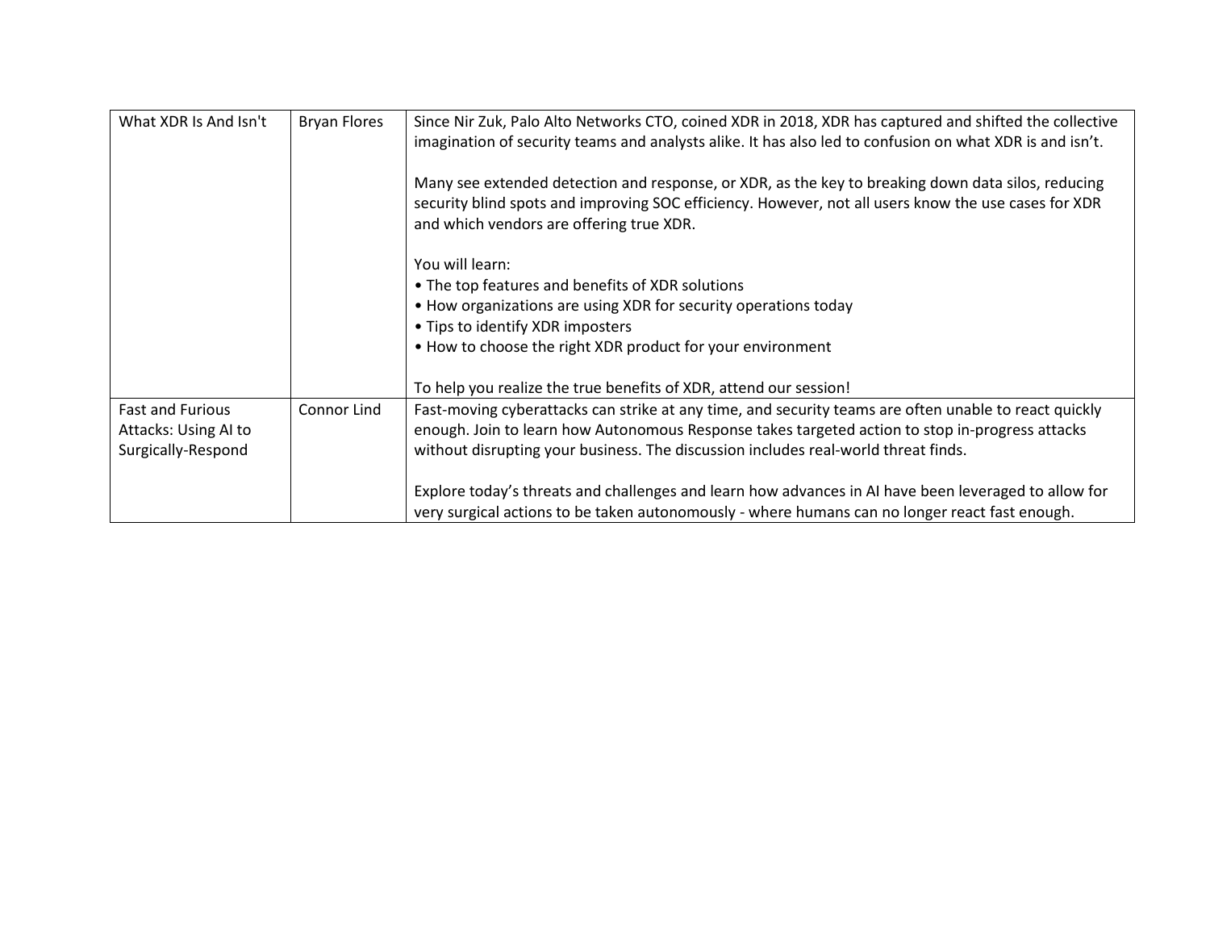| | | |
|---|---|---|
| What XDR Is And Isn't | Bryan Flores | Since Nir Zuk, Palo Alto Networks CTO, coined XDR in 2018, XDR has captured and shifted the collective imagination of security teams and analysts alike. It has also led to confusion on what XDR is and isn't.<br><br>Many see extended detection and response, or XDR, as the key to breaking down data silos, reducing security blind spots and improving SOC efficiency. However, not all users know the use cases for XDR and which vendors are offering true XDR.<br><br>You will learn:<br>• The top features and benefits of XDR solutions<br>• How organizations are using XDR for security operations today<br>• Tips to identify XDR imposters<br>• How to choose the right XDR product for your environment<br><br>To help you realize the true benefits of XDR, attend our session! |
| Fast and Furious Attacks: Using AI to Surgically-Respond | Connor Lind | Fast-moving cyberattacks can strike at any time, and security teams are often unable to react quickly enough. Join to learn how Autonomous Response takes targeted action to stop in-progress attacks without disrupting your business. The discussion includes real-world threat finds.<br><br>Explore today's threats and challenges and learn how advances in AI have been leveraged to allow for very surgical actions to be taken autonomously - where humans can no longer react fast enough. |